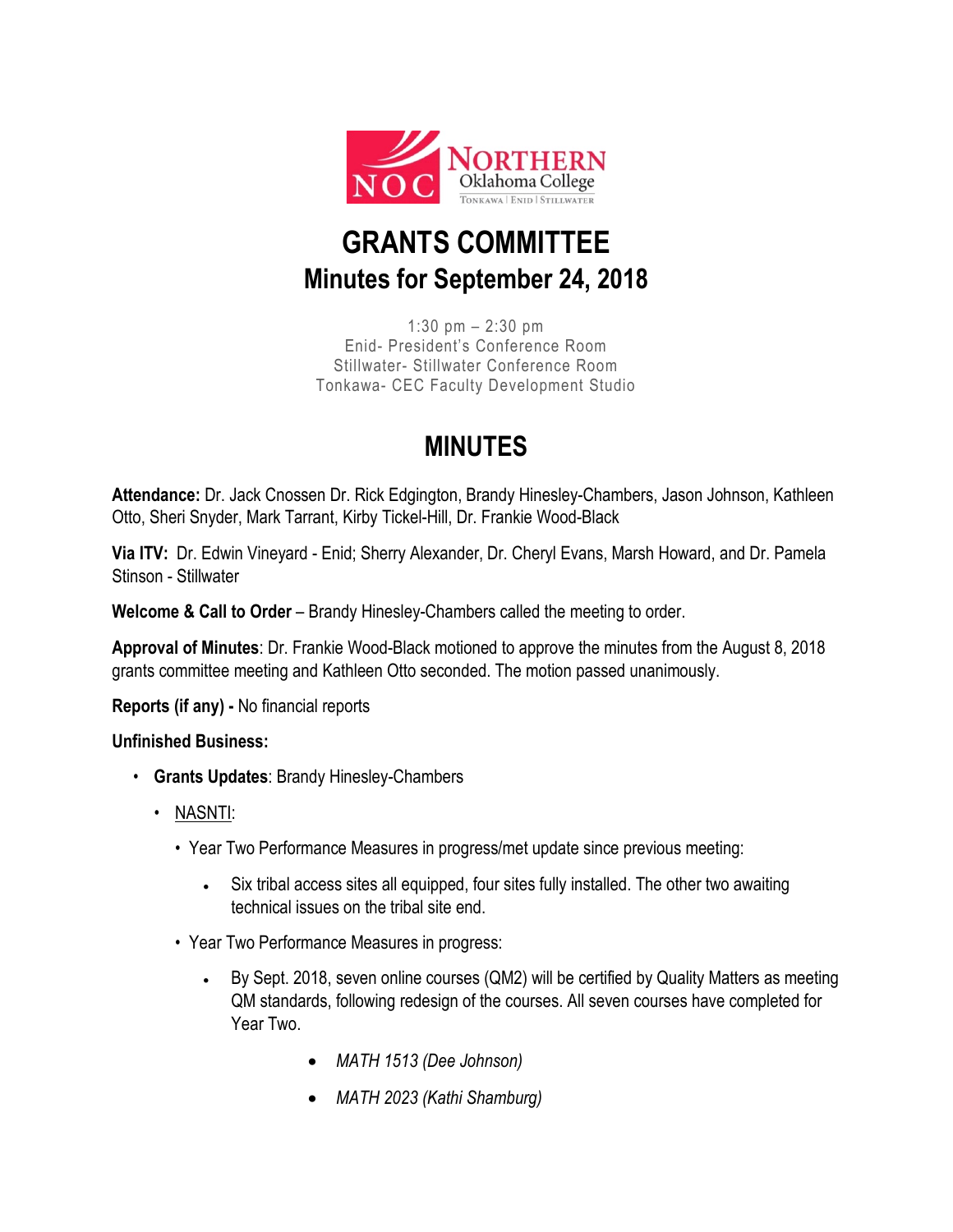# GRANTS COMMITTEE
## Minutes for September 24, 2018

1:30 pm – 2:30 pm
Enid- President's Conference Room
Stillwater- Stillwater Conference Room
Tonkawa- CEC Faculty Development Studio

# MINUTES

**Attendance:** Dr. Jack Cnossen Dr. Rick Edgington, Brandy Hinesley-Chambers, Jason Johnson, Kathleen Otto, Sheri Snyder, Mark Tarrant, Kirby Tickel-Hill, Dr. Frankie Wood-Black

**Via ITV:** Dr. Edwin Vineyard - Enid; Sherry Alexander, Dr. Cheryl Evans, Marsh Howard, and Dr. Pamela Stinson - Stillwater

**Welcome & Call to Order** – Brandy Hinesley-Chambers called the meeting to order.

**Approval of Minutes**: Dr. Frankie Wood-Black motioned to approve the minutes from the August 8, 2018 grants committee meeting and Kathleen Otto seconded. The motion passed unanimously.

**Reports (if any) -** No financial reports

**Unfinished Business:**

- **Grants Updates**: Brandy Hinesley-Chambers
  - NASNTI:
    - Year Two Performance Measures in progress/met update since previous meeting:
      - Six tribal access sites all equipped, four sites fully installed. The other two awaiting technical issues on the tribal site end.
    - Year Two Performance Measures in progress:
      - By Sept. 2018, seven online courses (QM2) will be certified by Quality Matters as meeting QM standards, following redesign of the courses. All seven courses have completed for Year Two.
        - *MATH 1513 (Dee Johnson)*
        - *MATH 2023 (Kathi Shamburg)*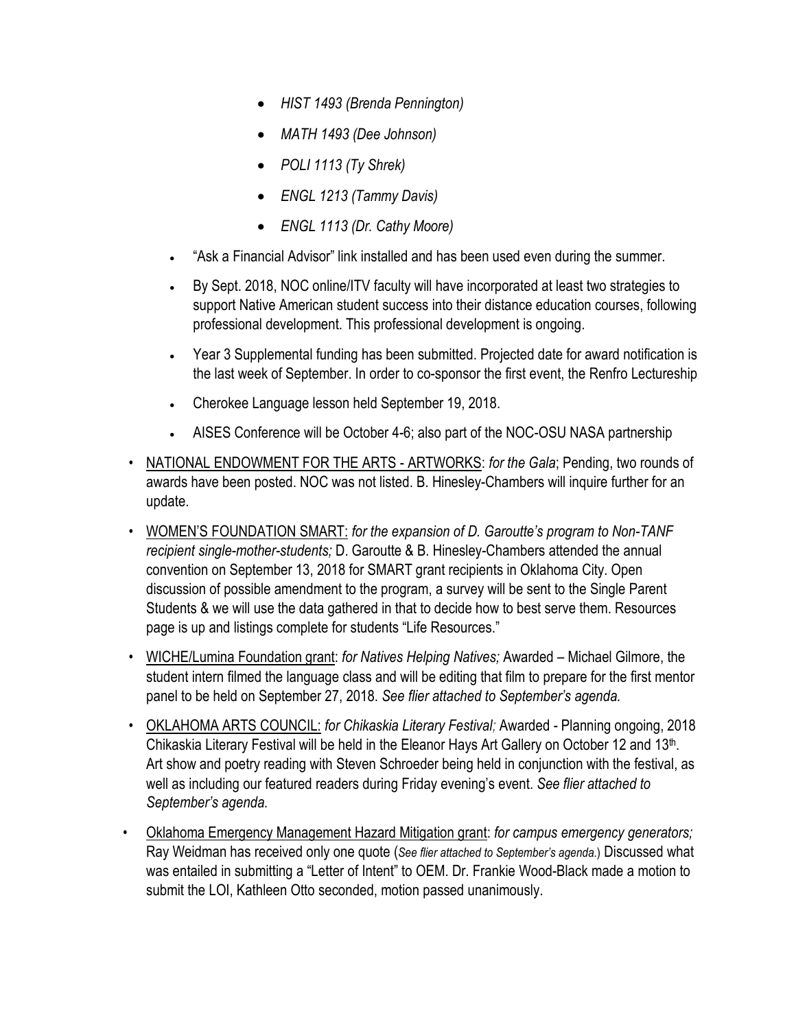- *HIST 1493 (Brenda Pennington)*
        - *MATH 1493 (Dee Johnson)*
        - *POLI 1113 (Ty Shrek)*
        - *ENGL 1213 (Tammy Davis)*
        - *ENGL 1113 (Dr. Cathy Moore)*
    - "Ask a Financial Advisor" link installed and has been used even during the summer.
    - By Sept. 2018, NOC online/ITV faculty will have incorporated at least two strategies to support Native American student success into their distance education courses, following professional development. This professional development is ongoing.
    - Year 3 Supplemental funding has been submitted. Projected date for award notification is the last week of September. In order to co-sponsor the first event, the Renfro Lectureship
    - Cherokee Language lesson held September 19, 2018.
    - AISES Conference will be October 4-6; also part of the NOC-OSU NASA partnership
- NATIONAL ENDOWMENT FOR THE ARTS - ARTWORKS: *for the Gala*; Pending, two rounds of awards have been posted. NOC was not listed. B. Hinesley-Chambers will inquire further for an update.
- WOMEN'S FOUNDATION SMART: *for the expansion of D. Garoutte's program to Non-TANF recipient single-mother-students;* D. Garoutte & B. Hinesley-Chambers attended the annual convention on September 13, 2018 for SMART grant recipients in Oklahoma City. Open discussion of possible amendment to the program, a survey will be sent to the Single Parent Students & we will use the data gathered in that to decide how to best serve them. Resources page is up and listings complete for students "Life Resources."
- WICHE/Lumina Foundation grant: *for Natives Helping Natives;* Awarded – Michael Gilmore, the student intern filmed the language class and will be editing that film to prepare for the first mentor panel to be held on September 27, 2018. *See flier attached to September's agenda.*
- OKLAHOMA ARTS COUNCIL: *for Chikaskia Literary Festival;* Awarded - Planning ongoing, 2018 Chikaskia Literary Festival will be held in the Eleanor Hays Art Gallery on October 12 and 13th. Art show and poetry reading with Steven Schroeder being held in conjunction with the festival, as well as including our featured readers during Friday evening's event. *See flier attached to September's agenda.*
- Oklahoma Emergency Management Hazard Mitigation grant: *for campus emergency generators;* Ray Weidman has received only one quote (*See flier attached to September's agenda.*) Discussed what was entailed in submitting a "Letter of Intent" to OEM. Dr. Frankie Wood-Black made a motion to submit the LOI, Kathleen Otto seconded, motion passed unanimously.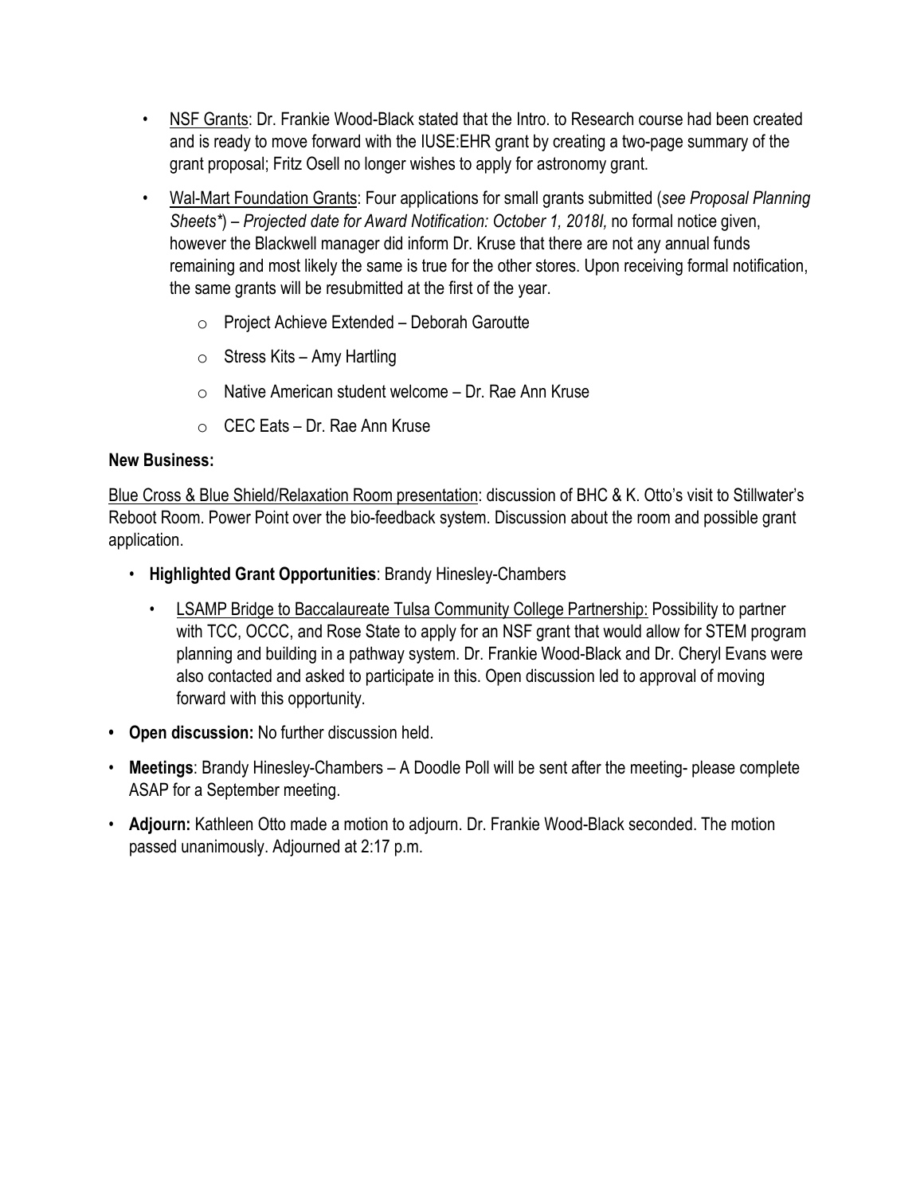- NSF Grants: Dr. Frankie Wood-Black stated that the Intro. to Research course had been created and is ready to move forward with the IUSE:EHR grant by creating a two-page summary of the grant proposal; Fritz Osell no longer wishes to apply for astronomy grant.
- Wal-Mart Foundation Grants: Four applications for small grants submitted (*see Proposal Planning Sheets\**) – *Projected date for Award Notification: October 1, 2018I,* no formal notice given, however the Blackwell manager did inform Dr. Kruse that there are not any annual funds remaining and most likely the same is true for the other stores. Upon receiving formal notification, the same grants will be resubmitted at the first of the year.
    - Project Achieve Extended – Deborah Garoutte
    - Stress Kits – Amy Hartling
    - Native American student welcome – Dr. Rae Ann Kruse
    - CEC Eats – Dr. Rae Ann Kruse

**New Business:**

Blue Cross & Blue Shield/Relaxation Room presentation: discussion of BHC & K. Otto's visit to Stillwater's Reboot Room. Power Point over the bio-feedback system. Discussion about the room and possible grant application.

- **Highlighted Grant Opportunities**: Brandy Hinesley-Chambers
    - LSAMP Bridge to Baccalaureate Tulsa Community College Partnership: Possibility to partner with TCC, OCCC, and Rose State to apply for an NSF grant that would allow for STEM program planning and building in a pathway system. Dr. Frankie Wood-Black and Dr. Cheryl Evans were also contacted and asked to participate in this. Open discussion led to approval of moving forward with this opportunity.
- **Open discussion:** No further discussion held.
- **Meetings**: Brandy Hinesley-Chambers – A Doodle Poll will be sent after the meeting- please complete ASAP for a September meeting.
- **Adjourn:** Kathleen Otto made a motion to adjourn. Dr. Frankie Wood-Black seconded. The motion passed unanimously. Adjourned at 2:17 p.m.